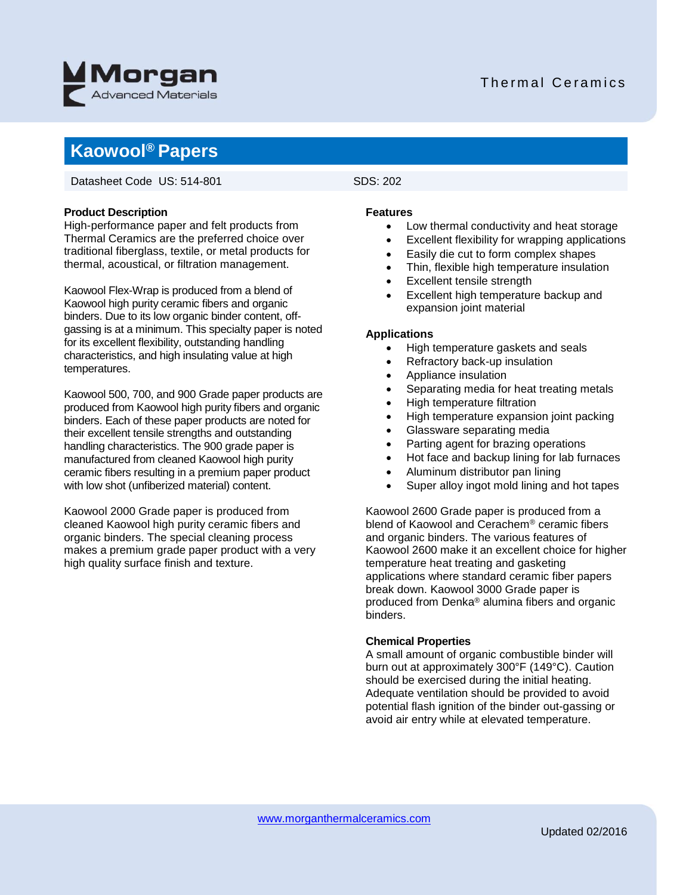# Kaowool® Papers

Datasheet Code US: 514-801 SDS: 202

**Product Description**

High-performance paper and felt products from Thermal Ceramics are the preferred choice over traditional fiberglass, textile, or metal products for thermal, acoustical, or filtration management.

Kaowool Flex-Wrap is produced from a blend of Kaowool high purity ceramic fibers and organic binders. Due to its low organic binder content, off-gassing is at a minimum. This specialty paper is noted for its excellent flexibility, outstanding handling characteristics, and high insulating value at high temperatures.

Kaowool 500, 700, and 900 Grade paper products are produced from Kaowool high purity fibers and organic binders. Each of these paper products are noted for their excellent tensile strengths and outstanding handling characteristics. The 900 grade paper is manufactured from cleaned Kaowool high purity ceramic fibers resulting in a premium paper product with low shot (unfiberized material) content.

Kaowool 2000 Grade paper is produced from cleaned Kaowool high purity ceramic fibers and organic binders. The special cleaning process makes a premium grade paper product with a very high quality surface finish and texture.

**Features**

- Low thermal conductivity and heat storage
- Excellent flexibility for wrapping applications
- Easily die cut to form complex shapes
- Thin, flexible high temperature insulation
- Excellent tensile strength
- Excellent high temperature backup and expansion joint material

**Applications**

- High temperature gaskets and seals
- Refractory back-up insulation
- Appliance insulation
- Separating media for heat treating metals
- High temperature filtration
- High temperature expansion joint packing
- Glassware separating media
- Parting agent for brazing operations
- Hot face and backup lining for lab furnaces
- Aluminum distributor pan lining
- Super alloy ingot mold lining and hot tapes

Kaowool 2600 Grade paper is produced from a blend of Kaowool and Cerachem® ceramic fibers and organic binders. The various features of Kaowool 2600 make it an excellent choice for higher temperature heat treating and gasketing applications where standard ceramic fiber papers break down. Kaowool 3000 Grade paper is produced from Denka® alumina fibers and organic binders.

**Chemical Properties**

A small amount of organic combustible binder will burn out at approximately 300°F (149°C). Caution should be exercised during the initial heating. Adequate ventilation should be provided to avoid potential flash ignition of the binder out-gassing or avoid air entry while at elevated temperature.

www.morganthermalceramics.com

Updated 02/2016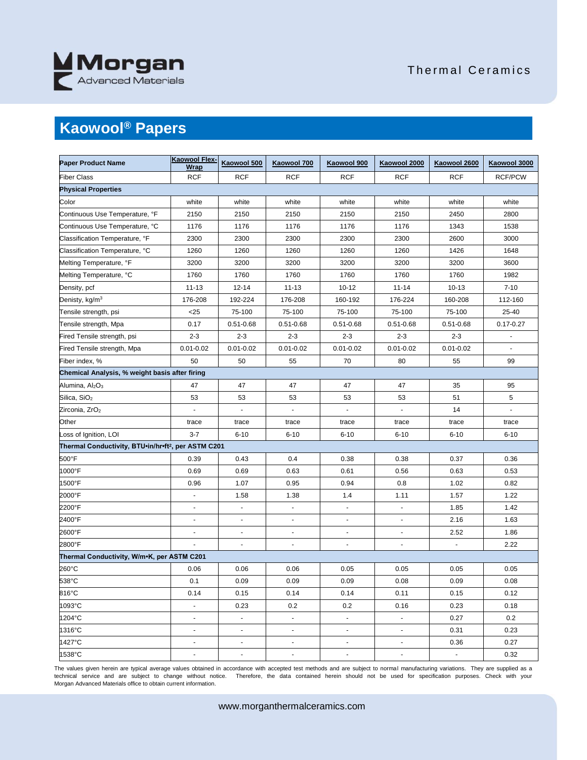# Kaowool® Papers

| Paper Product Name | Kaowool Flex-Wrap | Kaowool 500 | Kaowool 700 | Kaowool 900 | Kaowool 2000 | Kaowool 2600 | Kaowool 3000 |
|---|---|---|---|---|---|---|---|
| Fiber Class | RCF | RCF | RCF | RCF | RCF | RCF | RCF/PCW |
| **Physical Properties** | | | | | | | |
| Color | white | white | white | white | white | white | white |
| Continuous Use Temperature, °F | 2150 | 2150 | 2150 | 2150 | 2150 | 2450 | 2800 |
| Continuous Use Temperature, °C | 1176 | 1176 | 1176 | 1176 | 1176 | 1343 | 1538 |
| Classification Temperature, °F | 2300 | 2300 | 2300 | 2300 | 2300 | 2600 | 3000 |
| Classification Temperature, °C | 1260 | 1260 | 1260 | 1260 | 1260 | 1426 | 1648 |
| Melting Temperature, °F | 3200 | 3200 | 3200 | 3200 | 3200 | 3200 | 3600 |
| Melting Temperature, °C | 1760 | 1760 | 1760 | 1760 | 1760 | 1760 | 1982 |
| Density, pcf | 11-13 | 12-14 | 11-13 | 10-12 | 11-14 | 10-13 | 7-10 |
| Denisty, kg/m³ | 176-208 | 192-224 | 176-208 | 160-192 | 176-224 | 160-208 | 112-160 |
| Tensile strength, psi | <25 | 75-100 | 75-100 | 75-100 | 75-100 | 75-100 | 25-40 |
| Tensile strength, Mpa | 0.17 | 0.51-0.68 | 0.51-0.68 | 0.51-0.68 | 0.51-0.68 | 0.51-0.68 | 0.17-0.27 |
| Fired Tensile strength, psi | 2-3 | 2-3 | 2-3 | 2-3 | 2-3 | 2-3 | - |
| Fired Tensile strength, Mpa | 0.01-0.02 | 0.01-0.02 | 0.01-0.02 | 0.01-0.02 | 0.01-0.02 | 0.01-0.02 | - |
| Fiber index, % | 50 | 50 | 55 | 70 | 80 | 55 | 99 |
| **Chemical Analysis, % weight basis after firing** | | | | | | | |
| Alumina, $Al_2O_3$ | 47 | 47 | 47 | 47 | 47 | 35 | 95 |
| Silica, $SiO_2$ | 53 | 53 | 53 | 53 | 53 | 51 | 5 |
| Zirconia, $ZrO_2$ | - | - | - | - | - | 14 | - |
| Other | trace | trace | trace | trace | trace | trace | trace |
| Loss of Ignition, LOI | 3-7 | 6-10 | 6-10 | 6-10 | 6-10 | 6-10 | 6-10 |
| **Thermal Conductivity, BTU•in/hr•ft², per ASTM C201** | | | | | | | |
| 500°F | 0.39 | 0.43 | 0.4 | 0.38 | 0.38 | 0.37 | 0.36 |
| 1000°F | 0.69 | 0.69 | 0.63 | 0.61 | 0.56 | 0.63 | 0.53 |
| 1500°F | 0.96 | 1.07 | 0.95 | 0.94 | 0.8 | 1.02 | 0.82 |
| 2000°F | - | 1.58 | 1.38 | 1.4 | 1.11 | 1.57 | 1.22 |
| 2200°F | - | - | - | - | - | 1.85 | 1.42 |
| 2400°F | - | - | - | - | - | 2.16 | 1.63 |
| 2600°F | - | - | - | - | - | 2.52 | 1.86 |
| 2800°F | - | - | - | - | - | - | 2.22 |
| **Thermal Conductivity, W/m•K, per ASTM C201** | | | | | | | |
| 260°C | 0.06 | 0.06 | 0.06 | 0.05 | 0.05 | 0.05 | 0.05 |
| 538°C | 0.1 | 0.09 | 0.09 | 0.09 | 0.08 | 0.09 | 0.08 |
| 816°C | 0.14 | 0.15 | 0.14 | 0.14 | 0.11 | 0.15 | 0.12 |
| 1093°C | - | 0.23 | 0.2 | 0.2 | 0.16 | 0.23 | 0.18 |
| 1204°C | - | - | - | - | - | 0.27 | 0.2 |
| 1316°C | - | - | - | - | - | 0.31 | 0.23 |
| 1427°C | - | - | - | - | - | 0.36 | 0.27 |
| 1538°C | - | - | - | - | - | - | 0.32 |

The values given herein are typical average values obtained in accordance with accepted test methods and are subject to normal manufacturing variations. They are supplied as a technical service and are subject to change without notice. Therefore, the data contained herein should not be used for specification purposes. Check with your Morgan Advanced Materials office to obtain current information.

www.morganthermalceramics.com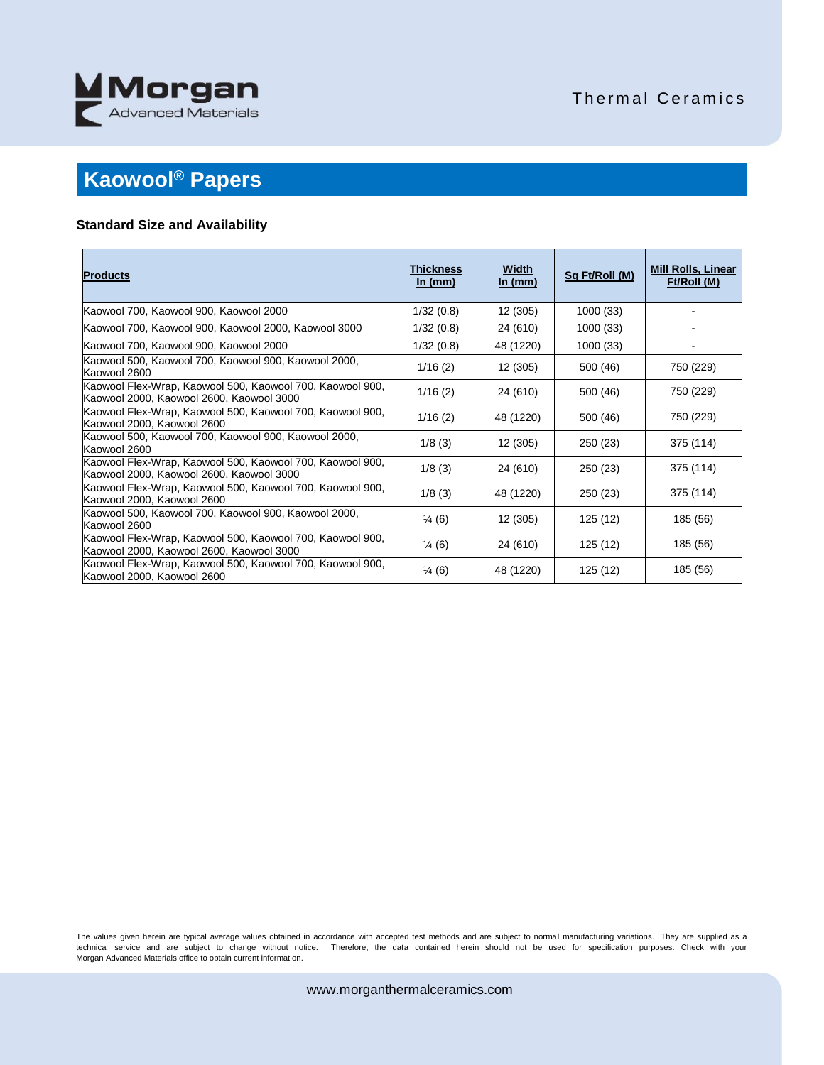# Kaowool® Papers

### Standard Size and Availability

| Products | Thickness In (mm) | Width In (mm) | Sq Ft/Roll (M) | Mill Rolls, Linear Ft/Roll (M) |
|---|---|---|---|---|
| Kaowool 700, Kaowool 900, Kaowool 2000 | 1/32 (0.8) | 12 (305) | 1000 (33) | - |
| Kaowool 700, Kaowool 900, Kaowool 2000, Kaowool 3000 | 1/32 (0.8) | 24 (610) | 1000 (33) | - |
| Kaowool 700, Kaowool 900, Kaowool 2000 | 1/32 (0.8) | 48 (1220) | 1000 (33) | - |
| Kaowool 500, Kaowool 700, Kaowool 900, Kaowool 2000, Kaowool 2600 | 1/16 (2) | 12 (305) | 500 (46) | 750 (229) |
| Kaowool Flex-Wrap, Kaowool 500, Kaowool 700, Kaowool 900, Kaowool 2000, Kaowool 2600, Kaowool 3000 | 1/16 (2) | 24 (610) | 500 (46) | 750 (229) |
| Kaowool Flex-Wrap, Kaowool 500, Kaowool 700, Kaowool 900, Kaowool 2000, Kaowool 2600 | 1/16 (2) | 48 (1220) | 500 (46) | 750 (229) |
| Kaowool 500, Kaowool 700, Kaowool 900, Kaowool 2000, Kaowool 2600 | 1/8 (3) | 12 (305) | 250 (23) | 375 (114) |
| Kaowool Flex-Wrap, Kaowool 500, Kaowool 700, Kaowool 900, Kaowool 2000, Kaowool 2600, Kaowool 3000 | 1/8 (3) | 24 (610) | 250 (23) | 375 (114) |
| Kaowool Flex-Wrap, Kaowool 500, Kaowool 700, Kaowool 900, Kaowool 2000, Kaowool 2600 | 1/8 (3) | 48 (1220) | 250 (23) | 375 (114) |
| Kaowool 500, Kaowool 700, Kaowool 900, Kaowool 2000, Kaowool 2600 | ¼ (6) | 12 (305) | 125 (12) | 185 (56) |
| Kaowool Flex-Wrap, Kaowool 500, Kaowool 700, Kaowool 900, Kaowool 2000, Kaowool 2600, Kaowool 3000 | ¼ (6) | 24 (610) | 125 (12) | 185 (56) |
| Kaowool Flex-Wrap, Kaowool 500, Kaowool 700, Kaowool 900, Kaowool 2000, Kaowool 2600 | ¼ (6) | 48 (1220) | 125 (12) | 185 (56) |

The values given herein are typical average values obtained in accordance with accepted test methods and are subject to normal manufacturing variations. They are supplied as a technical service and are subject to change without notice. Therefore, the data contained herein should not be used for specification purposes. Check with your Morgan Advanced Materials office to obtain current information.